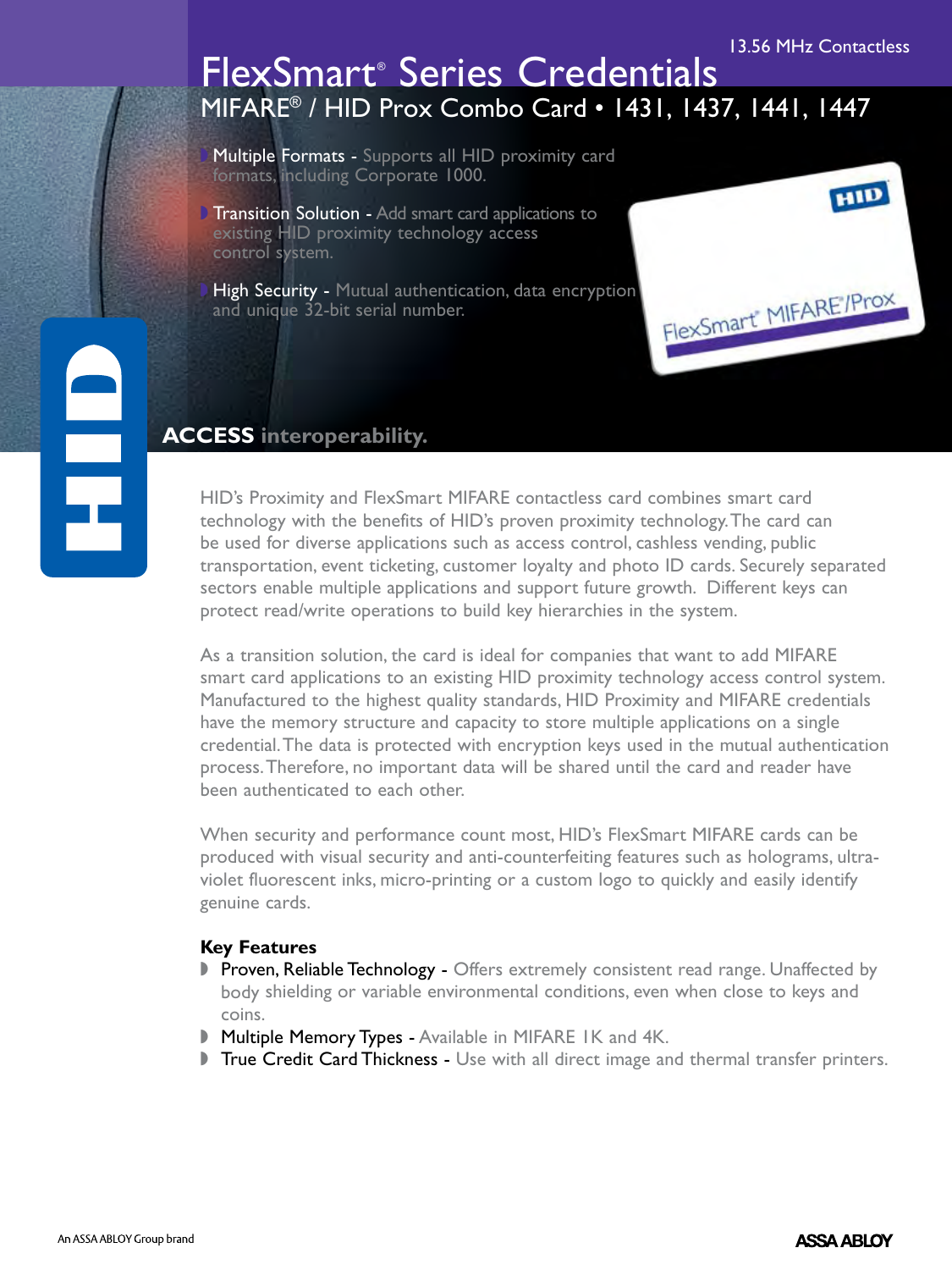13.56 MHz Contactless

# FlexSmart® Series Credentials

## MIFARE® / HID Prox Combo Card • 1431, 1437, 1441, 1447

- **Multiple Formats** - Supports all HID proximity card formats, including Corporate 1000.
- **Transition Solution** - Add smart card applications to existing HID proximity technology access control system.
- **High Security** - Mutual authentication, data encryption and unique 32-bit serial number.

**ACCESS** interoperability.

HID's Proximity and FlexSmart MIFARE contactless card combines smart card technology with the benefits of HID's proven proximity technology. The card can be used for diverse applications such as access control, cashless vending, public transportation, event ticketing, customer loyalty and photo ID cards. Securely separated sectors enable multiple applications and support future growth. Different keys can protect read/write operations to build key hierarchies in the system.

As a transition solution, the card is ideal for companies that want to add MIFARE smart card applications to an existing HID proximity technology access control system. Manufactured to the highest quality standards, HID Proximity and MIFARE credentials have the memory structure and capacity to store multiple applications on a single credential. The data is protected with encryption keys used in the mutual authentication process. Therefore, no important data will be shared until the card and reader have been authenticated to each other.

When security and performance count most, HID's FlexSmart MIFARE cards can be produced with visual security and anti-counterfeiting features such as holograms, ultra-violet fluorescent inks, micro-printing or a custom logo to quickly and easily identify genuine cards.

### Key Features

- **Proven, Reliable Technology** - Offers extremely consistent read range. Unaffected by body shielding or variable environmental conditions, even when close to keys and coins.
- **Multiple Memory Types** - Available in MIFARE 1K and 4K.
- **True Credit Card Thickness** - Use with all direct image and thermal transfer printers.

An ASSA ABLOY Group brand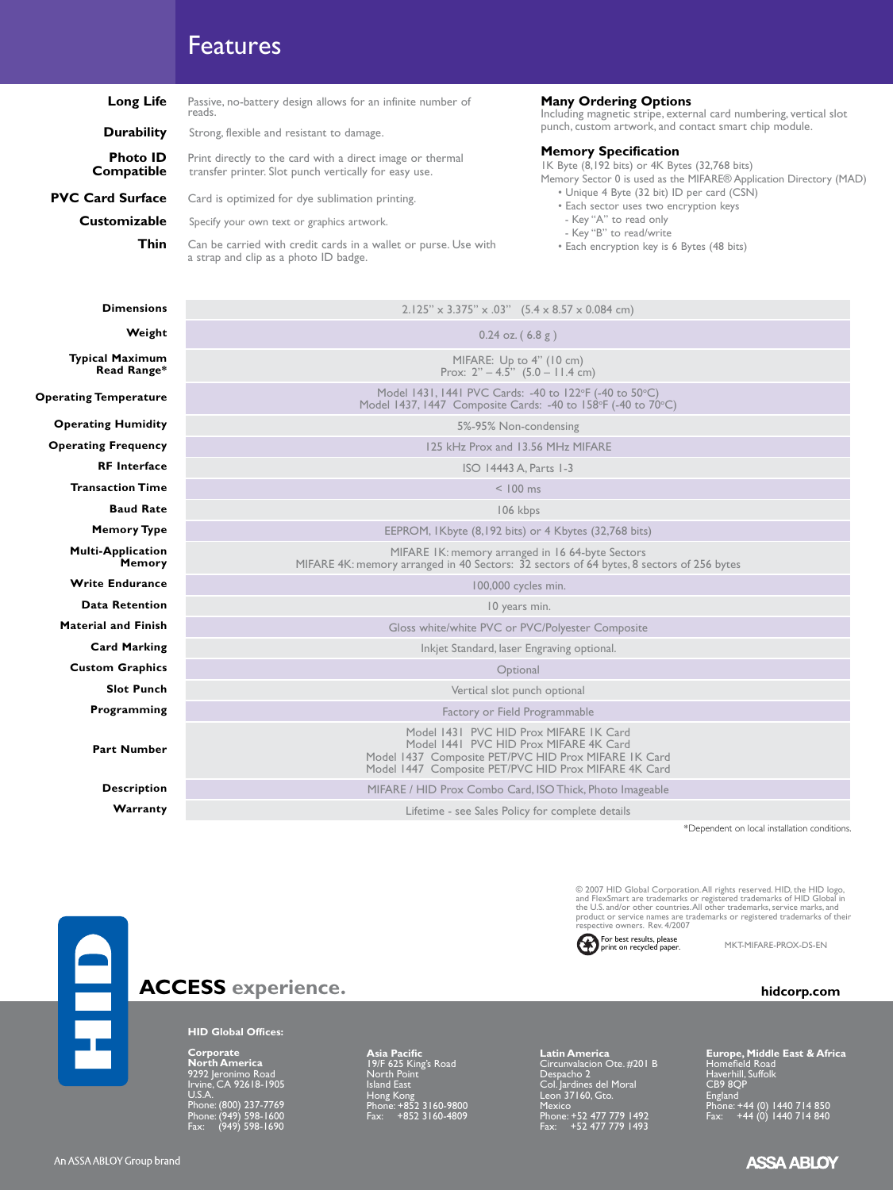# Features

**Long Life** Passive, no-battery design allows for an infinite number of reads.

**Durability** Strong, flexible and resistant to damage.

**Photo ID Compatible** Print directly to the card with a direct image or thermal transfer printer. Slot punch vertically for easy use.

**PVC Card Surface** Card is optimized for dye sublimation printing.

**Customizable** Specify your own text or graphics artwork.

**Thin** Can be carried with credit cards in a wallet or purse. Use with a strap and clip as a photo ID badge.

### Many Ordering Options

Including magnetic stripe, external card numbering, vertical slot punch, custom artwork, and contact smart chip module.

### Memory Specification

1K Byte (8,192 bits) or 4K Bytes (32,768 bits)
Memory Sector 0 is used as the MIFARE® Application Directory (MAD)

- Unique 4 Byte (32 bit) ID per card (CSN)
- Each sector uses two encryption keys
  - Key "A" to read only
  - Key "B" to read/write
- Each encryption key is 6 Bytes (48 bits)

| | |
|---|---|
| **Dimensions** | 2.125" x 3.375" x .03" (5.4 x 8.57 x 0.084 cm) |
| **Weight** | 0.24 oz. ( 6.8 g ) |
| **Typical Maximum Read Range*** | MIFARE: Up to 4" (10 cm)<br>Prox: 2" – 4.5" (5.0 – 11.4 cm) |
| **Operating Temperature** | Model 1431, 1441 PVC Cards: -40 to 122°F (-40 to 50°C)<br>Model 1437, 1447 Composite Cards: -40 to 158°F (-40 to 70°C) |
| **Operating Humidity** | 5%-95% Non-condensing |
| **Operating Frequency** | 125 kHz Prox and 13.56 MHz MIFARE |
| **RF Interface** | ISO 14443 A, Parts 1-3 |
| **Transaction Time** | < 100 ms |
| **Baud Rate** | 106 kbps |
| **Memory Type** | EEPROM, 1Kbyte (8,192 bits) or 4 Kbytes (32,768 bits) |
| **Multi-Application Memory** | MIFARE 1K: memory arranged in 16 64-byte Sectors<br>MIFARE 4K: memory arranged in 40 Sectors: 32 sectors of 64 bytes, 8 sectors of 256 bytes |
| **Write Endurance** | 100,000 cycles min. |
| **Data Retention** | 10 years min. |
| **Material and Finish** | Gloss white/white PVC or PVC/Polyester Composite |
| **Card Marking** | Inkjet Standard, laser Engraving optional. |
| **Custom Graphics** | Optional |
| **Slot Punch** | Vertical slot punch optional |
| **Programming** | Factory or Field Programmable |
| **Part Number** | Model 1431 PVC HID Prox MIFARE 1K Card<br>Model 1441 PVC HID Prox MIFARE 4K Card<br>Model 1437 Composite PET/PVC HID Prox MIFARE 1K Card<br>Model 1447 Composite PET/PVC HID Prox MIFARE 4K Card |
| **Description** | MIFARE / HID Prox Combo Card, ISO Thick, Photo Imageable |
| **Warranty** | Lifetime - see Sales Policy for complete details |

*Dependent on local installation conditions.

© 2007 HID Global Corporation. All rights reserved. HID, the HID logo, and FlexSmart are trademarks or registered trademarks of HID Global in the U.S. and/or other countries. All other trademarks, service marks, and product or service names are trademarks or registered trademarks of their respective owners. Rev. 4/2007

For best results, please print on recycled paper.

MKT-MIFARE-PROX-DS-EN

**ACCESS experience.**

hidcorp.com

**HID Global Offices:**

**Corporate**
**North America**
9292 Jeronimo Road
Irvine, CA 92618-1905
U.S.A.
Phone: (800) 237-7769
Phone: (949) 598-1600
Fax: (949) 598-1690

**Asia Pacific**
19/F 625 King's Road
North Point
Island East
Hong Kong
Phone: +852 3160-9800
Fax: +852 3160-4809

**Latin America**
Circunvalacion Ote. #201 B
Despacho 2
Col. Jardines del Moral
Leon 37160, Gto.
Mexico
Phone: +52 477 779 1492
Fax: +52 477 779 1493

**Europe, Middle East & Africa**
Homefield Road
Haverhill, Suffolk
CB9 8QP
England
Phone: +44 (0) 1440 714 850
Fax: +44 (0) 1440 714 840

An ASSA ABLOY Group brand

ASSA ABLOY